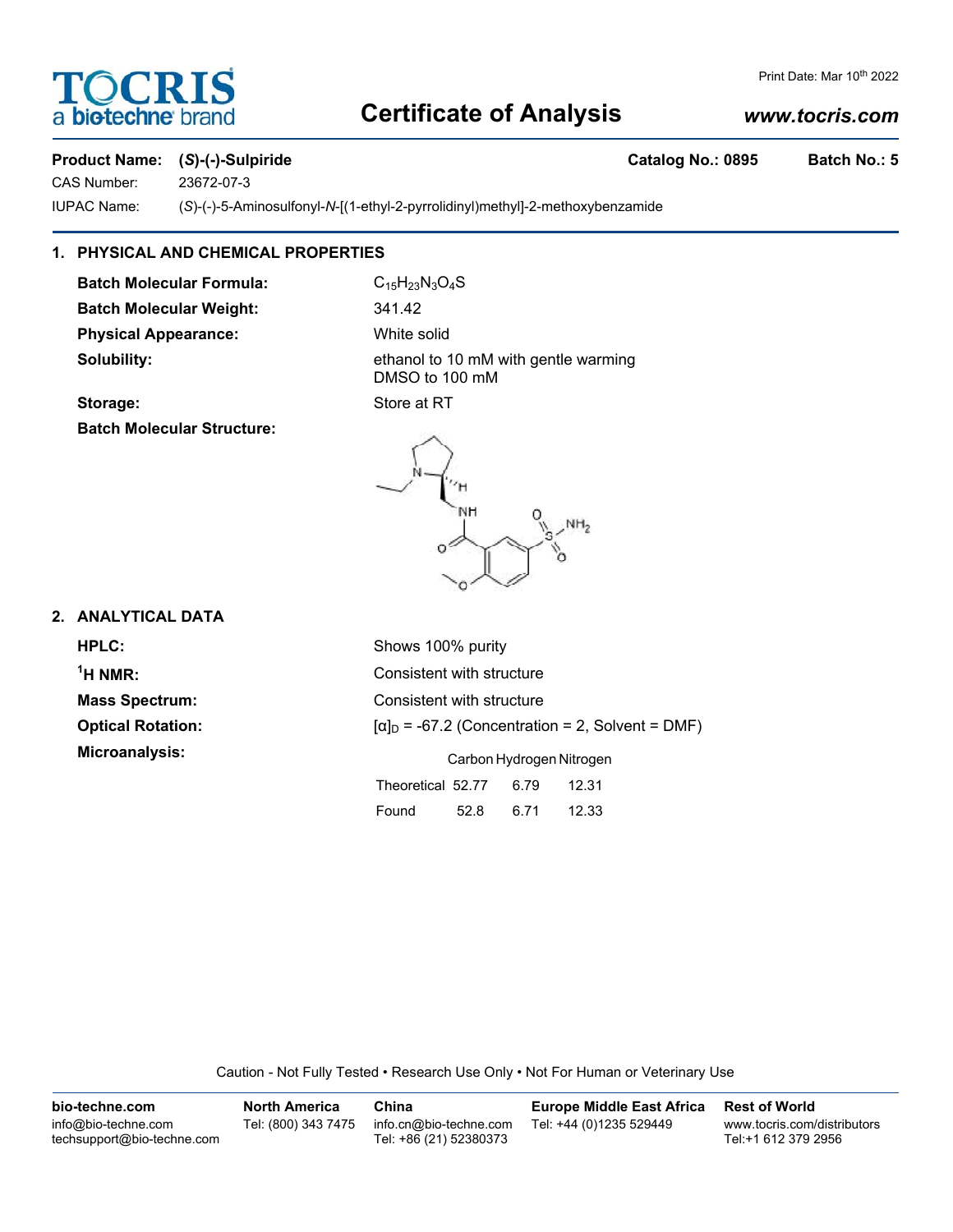# Certificate of Analysis

www.tocris.com

Print Date: Mar 10th 2022

**Product Name:** **(*S*)-(-)-Sulpiride** **Catalog No.: 0895** **Batch No.: 5**

CAS Number: 23672-07-3

IUPAC Name: (*S*)-(-)-5-Aminosulfonyl-*N*-[(1-ethyl-2-pyrrolidinyl)methyl]-2-methoxybenzamide

## 1. PHYSICAL AND CHEMICAL PROPERTIES

**Batch Molecular Formula:** $C_{15}H_{23}N_3O_4S$

**Batch Molecular Weight:** 341.42

**Physical Appearance:** White solid

**Solubility:** ethanol to 10 mM with gentle warming
DMSO to 100 mM

**Storage:** Store at RT

**Batch Molecular Structure:**

## 2. ANALYTICAL DATA

**HPLC:** Shows 100% purity

**$^1$H NMR:** Consistent with structure

**Mass Spectrum:** Consistent with structure

**Optical Rotation:** $[\alpha]_D$ = -67.2 (Concentration = 2, Solvent = DMF)

**Microanalysis:**

| | Carbon | Hydrogen | Nitrogen |
|---|---|---|---|
| Theoretical | 52.77 | 6.79 | 12.31 |
| Found | 52.8 | 6.71 | 12.33 |

Caution - Not Fully Tested • Research Use Only • Not For Human or Veterinary Use

**bio-techne.com**
info@bio-techne.com
techsupport@bio-techne.com

**North America**
Tel: (800) 343 7475

**China**
info.cn@bio-techne.com
Tel: +86 (21) 52380373

**Europe Middle East Africa**
Tel: +44 (0)1235 529449

**Rest of World**
www.tocris.com/distributors
Tel:+1 612 379 2956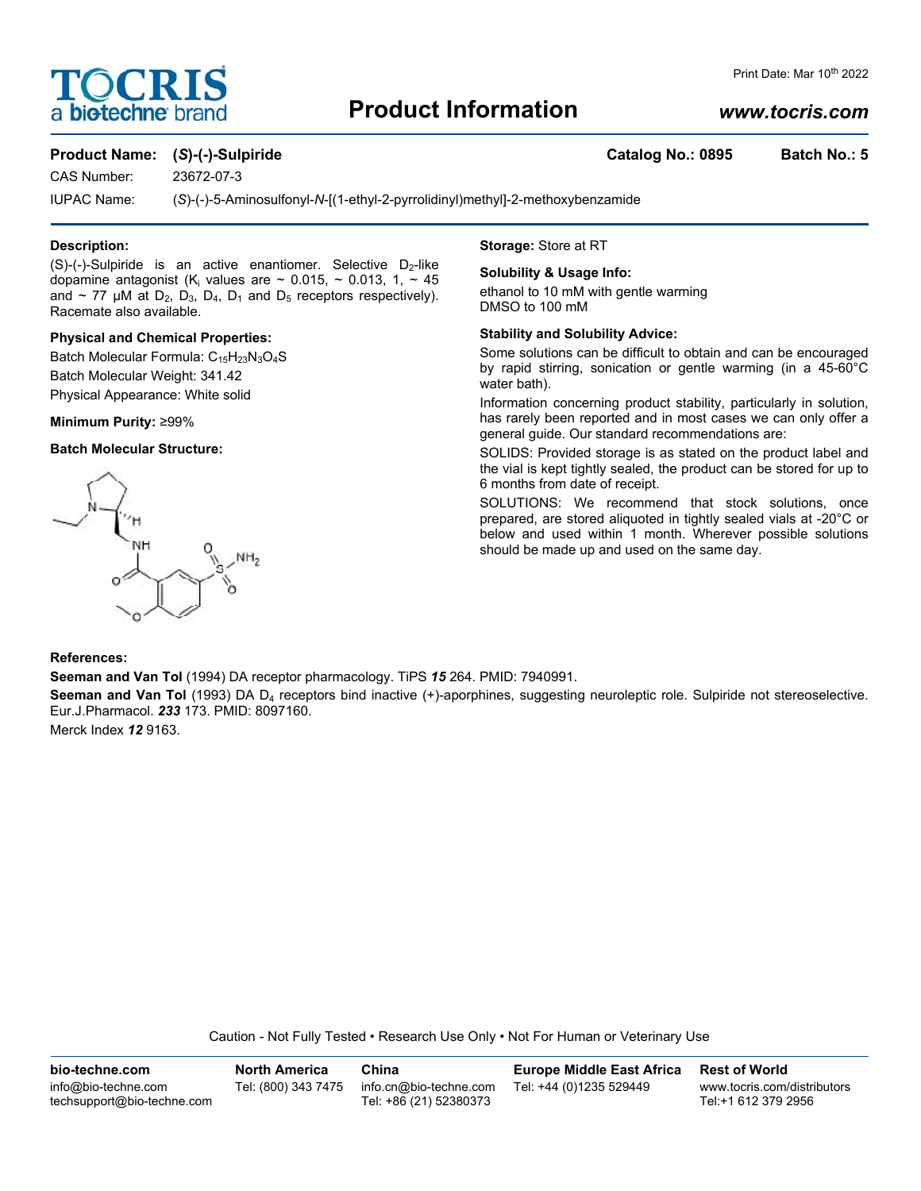# Product Information

Print Date: Mar 10th 2022

www.tocris.com

**Product Name: (*S*)-(-)-Sulpiride** **Catalog No.: 0895** **Batch No.: 5**

CAS Number: 23672-07-3

IUPAC Name: (*S*)-(-)-5-Aminosulfonyl-*N*-[(1-ethyl-2-pyrrolidinyl)methyl]-2-methoxybenzamide

**Description:**

(S)-(-)-Sulpiride is an active enantiomer. Selective $D_2$-like dopamine antagonist ($K_i$ values are ~ 0.015, ~ 0.013, 1, ~ 45 and ~ 77 μM at $D_2$, $D_3$, $D_4$, $D_1$ and $D_5$ receptors respectively). Racemate also available.

**Physical and Chemical Properties:**

Batch Molecular Formula: $C_{15}H_{23}N_3O_4S$

Batch Molecular Weight: 341.42

Physical Appearance: White solid

**Minimum Purity:** ≥99%

**Batch Molecular Structure:**

**Storage:** Store at RT

**Solubility & Usage Info:**

ethanol to 10 mM with gentle warming
DMSO to 100 mM

**Stability and Solubility Advice:**

Some solutions can be difficult to obtain and can be encouraged by rapid stirring, sonication or gentle warming (in a 45-60°C water bath).

Information concerning product stability, particularly in solution, has rarely been reported and in most cases we can only offer a general guide. Our standard recommendations are:

SOLIDS: Provided storage is as stated on the product label and the vial is kept tightly sealed, the product can be stored for up to 6 months from date of receipt.

SOLUTIONS: We recommend that stock solutions, once prepared, are stored aliquoted in tightly sealed vials at -20°C or below and used within 1 month. Wherever possible solutions should be made up and used on the same day.

**References:**

**Seeman and Van Tol** (1994) DA receptor pharmacology. TiPS ***15*** 264. PMID: 7940991.

**Seeman and Van Tol** (1993) DA $D_4$ receptors bind inactive (+)-aporphines, suggesting neuroleptic role. Sulpiride not stereoselective. Eur.J.Pharmacol. ***233*** 173. PMID: 8097160.

Merck Index ***12*** 9163.

Caution - Not Fully Tested • Research Use Only • Not For Human or Veterinary Use

**bio-techne.com**
info@bio-techne.com
techsupport@bio-techne.com

**North America**
Tel: (800) 343 7475

**China**
info.cn@bio-techne.com
Tel: +86 (21) 52380373

**Europe Middle East Africa**
Tel: +44 (0)1235 529449

**Rest of World**
www.tocris.com/distributors
Tel:+1 612 379 2956